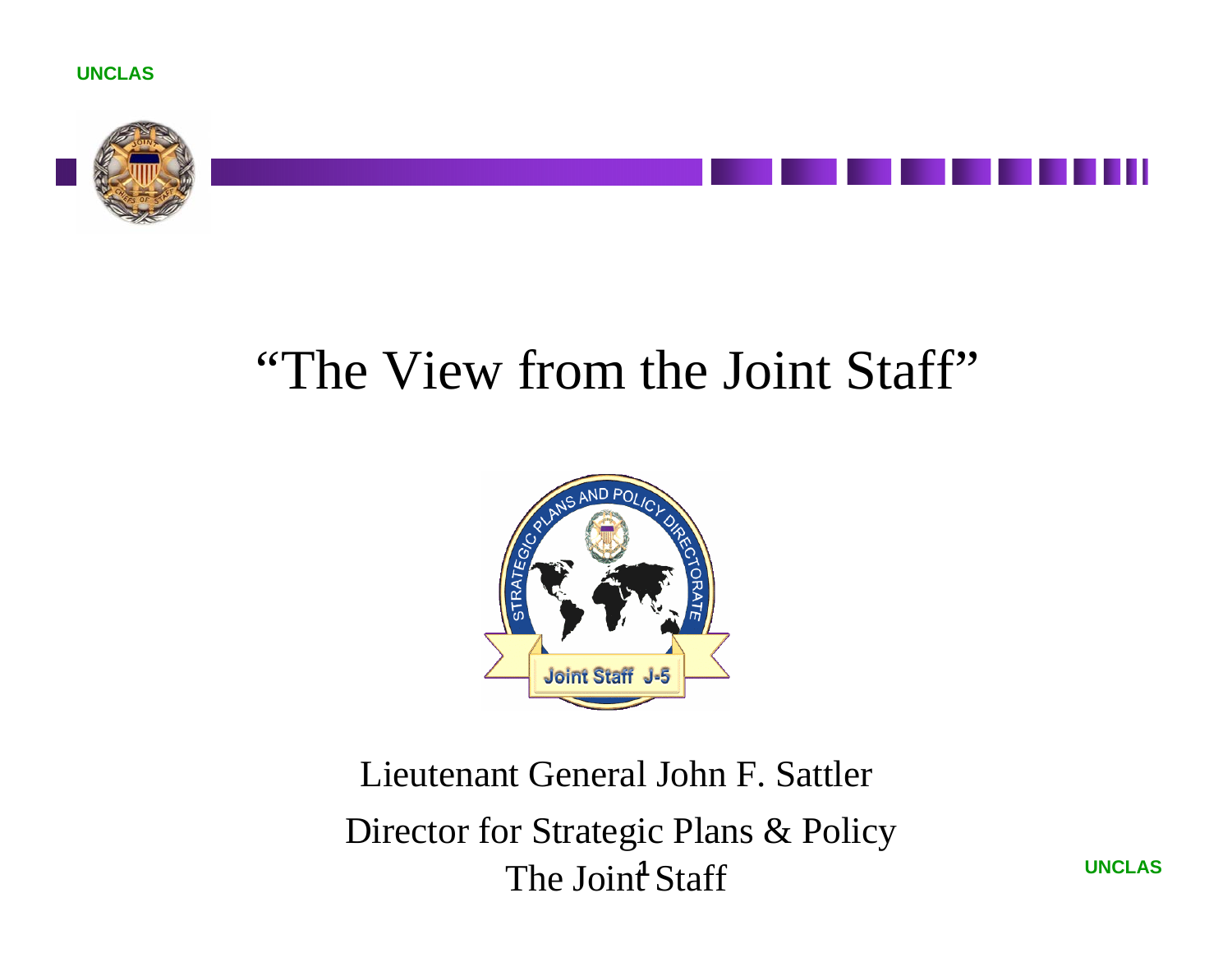UNCLAS

# "The View from the Joint Staff"

Lieutenant General John F. Sattler

Director for Strategic Plans & Policy

The Joint Staff

UNCLAS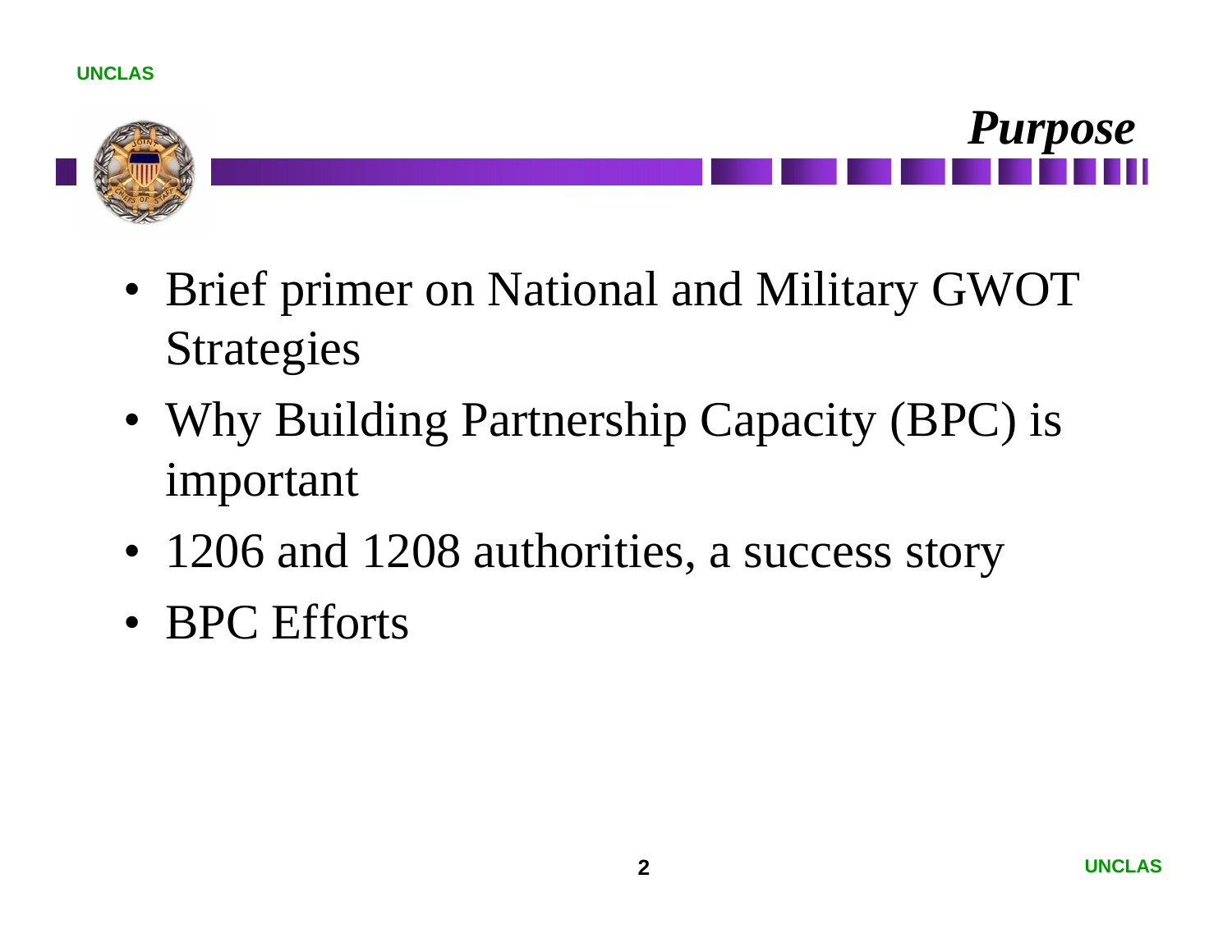# *Purpose*

- Brief primer on National and Military GWOT Strategies
- Why Building Partnership Capacity (BPC) is important
- 1206 and 1208 authorities, a success story
- BPC Efforts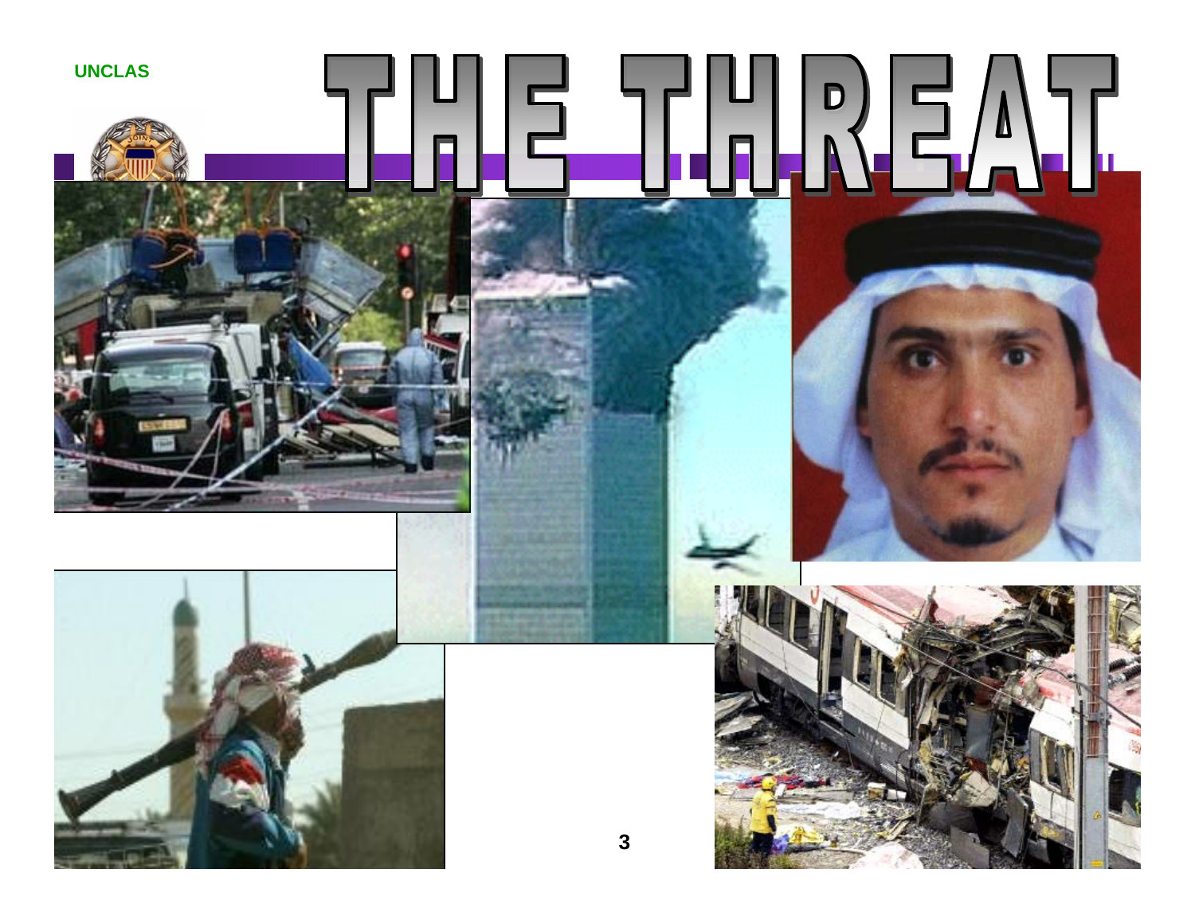UNCLAS

# THE THREAT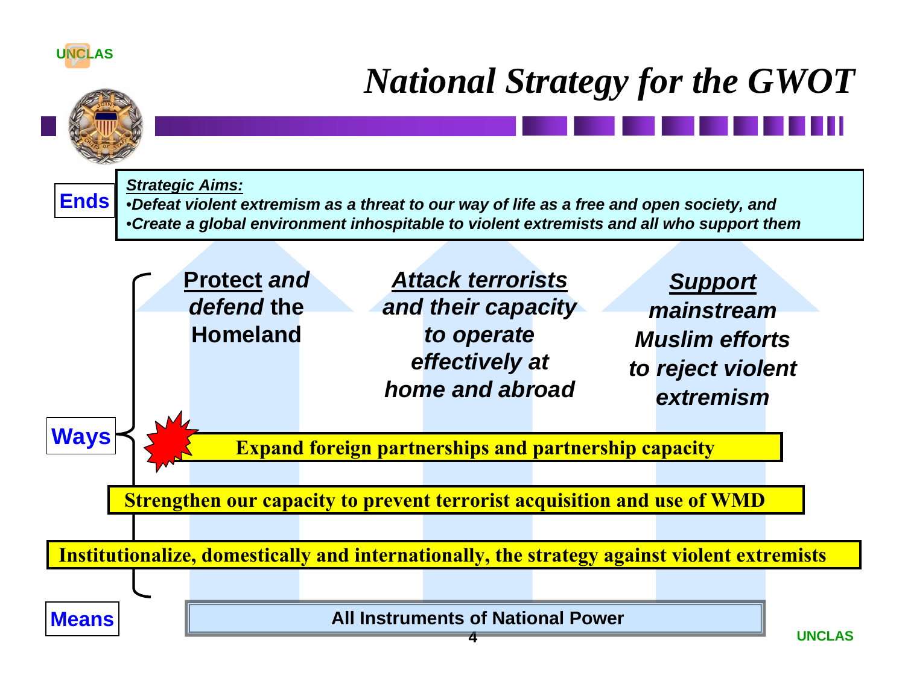# National Strategy for the GWOT

**Ends**

***Strategic Aims:***
- *Defeat violent extremism as a threat to our way of life as a free and open society, and*
- *Create a global environment inhospitable to violent extremists and all who support them*

**Ways**

- **Protect** ***and defend*** **the Homeland**
- ***Attack terrorists and their capacity to operate effectively at home and abroad***
- ***Support mainstream Muslim efforts to reject violent extremism***

**Expand foreign partnerships and partnership capacity**

**Strengthen our capacity to prevent terrorist acquisition and use of WMD**

**Institutionalize, domestically and internationally, the strategy against violent extremists**

**Means**

**All Instruments of National Power**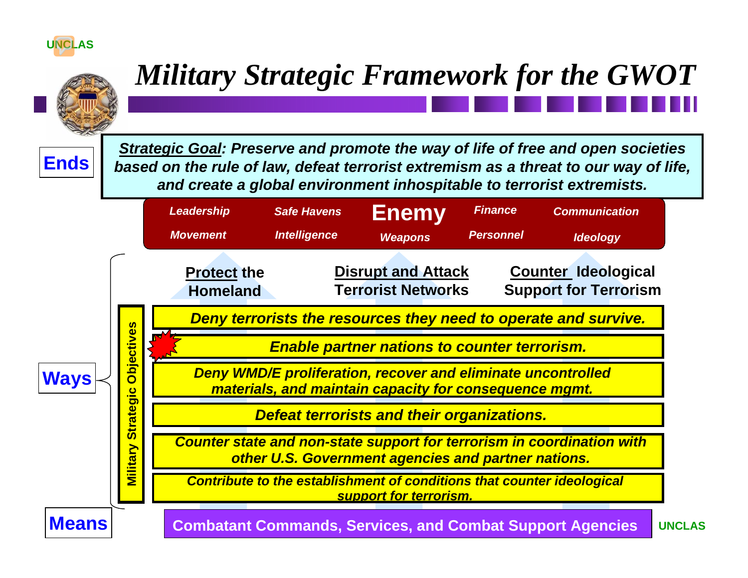UNCLAS

# Military Strategic Framework for the GWOT

**Ends**

***Strategic Goal*: Preserve and promote the way of life of free and open societies based on the rule of law, defeat terrorist extremism as a threat to our way of life, and create a global environment inhospitable to terrorist extremists.**

**Enemy**

*Leadership* · *Safe Havens* · *Finance* · *Communication* · *Movement* · *Intelligence* · *Weapons* · *Personnel* · *Ideology*

**Ways**

**Protect the Homeland** · **Disrupt and Attack Terrorist Networks** · **Counter Ideological Support for Terrorism**

**Military Strategic Objectives**

- ***Deny terrorists the resources they need to operate and survive.***
- ***Enable partner nations to counter terrorism.***
- ***Deny WMD/E proliferation, recover and eliminate uncontrolled materials, and maintain capacity for consequence mgmt.***
- ***Defeat terrorists and their organizations.***
- ***Counter state and non-state support for terrorism in coordination with other U.S. Government agencies and partner nations.***
- ***Contribute to the establishment of conditions that counter ideological support for terrorism.***

**Means**

**Combatant Commands, Services, and Combat Support Agencies**

UNCLAS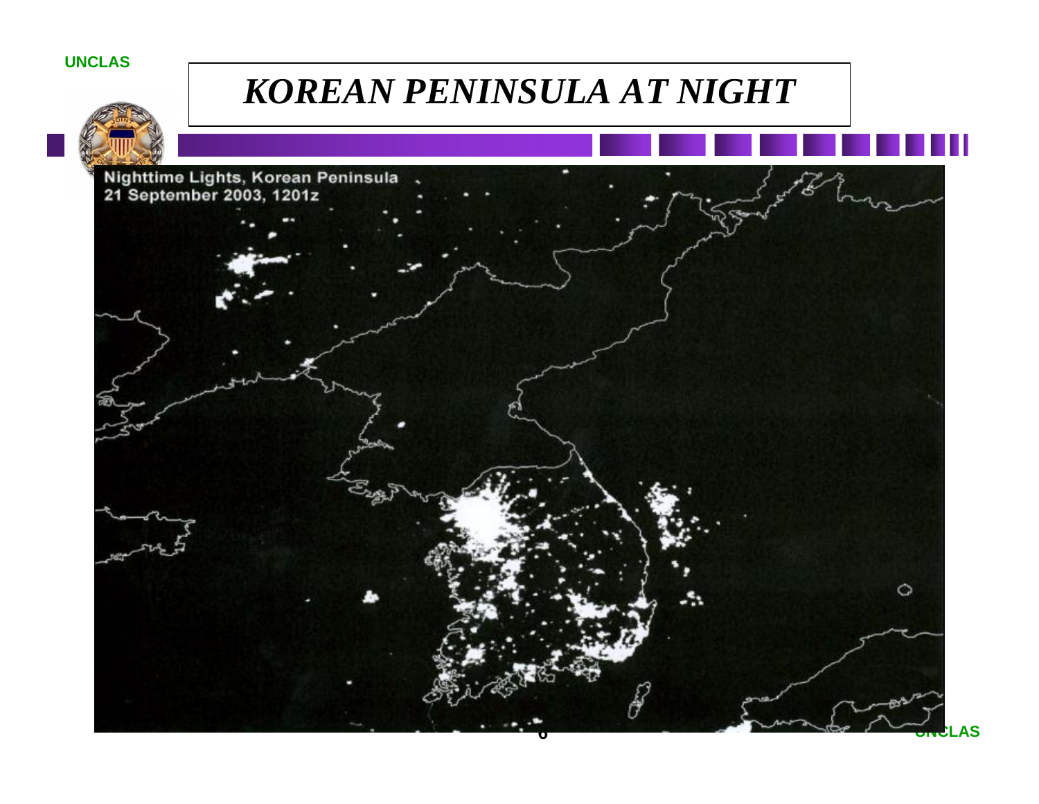# KOREAN PENINSULA AT NIGHT

Nighttime Lights, Korean Peninsula
21 September 2003, 1201z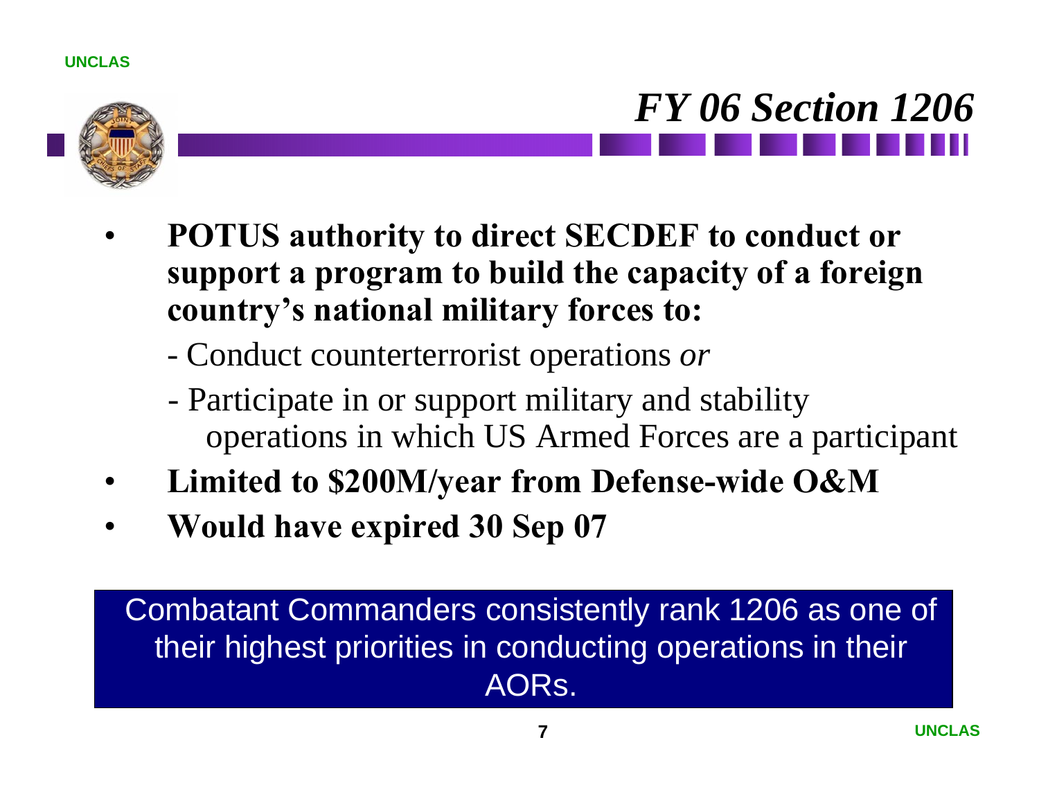# *FY 06 Section 1206*

- **POTUS authority to direct SECDEF to conduct or support a program to build the capacity of a foreign country's national military forces to:**
  - Conduct counterterrorist operations *or*
  - Participate in or support military and stability operations in which US Armed Forces are a participant
- **Limited to $200M/year from Defense-wide O&M**
- **Would have expired 30 Sep 07**

Combatant Commanders consistently rank 1206 as one of their highest priorities in conducting operations in their AORs.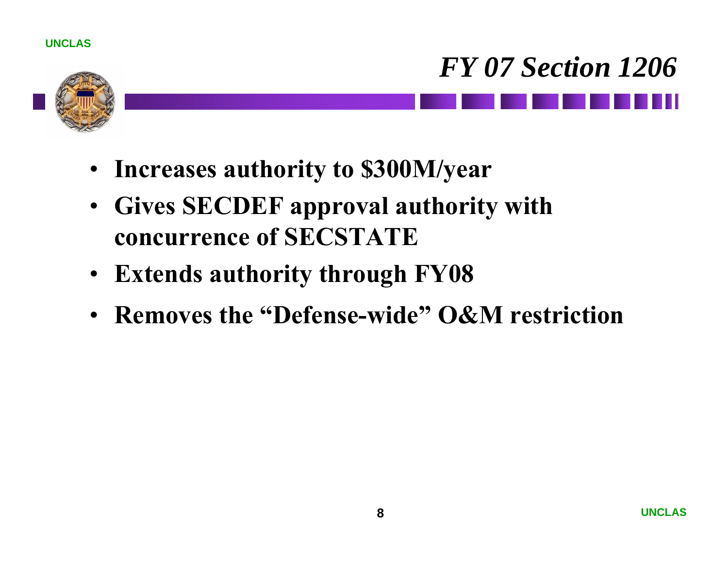# *FY 07 Section 1206*

- **Increases authority to $300M/year**
- **Gives SECDEF approval authority with concurrence of SECSTATE**
- **Extends authority through FY08**
- **Removes the "Defense-wide" O&M restriction**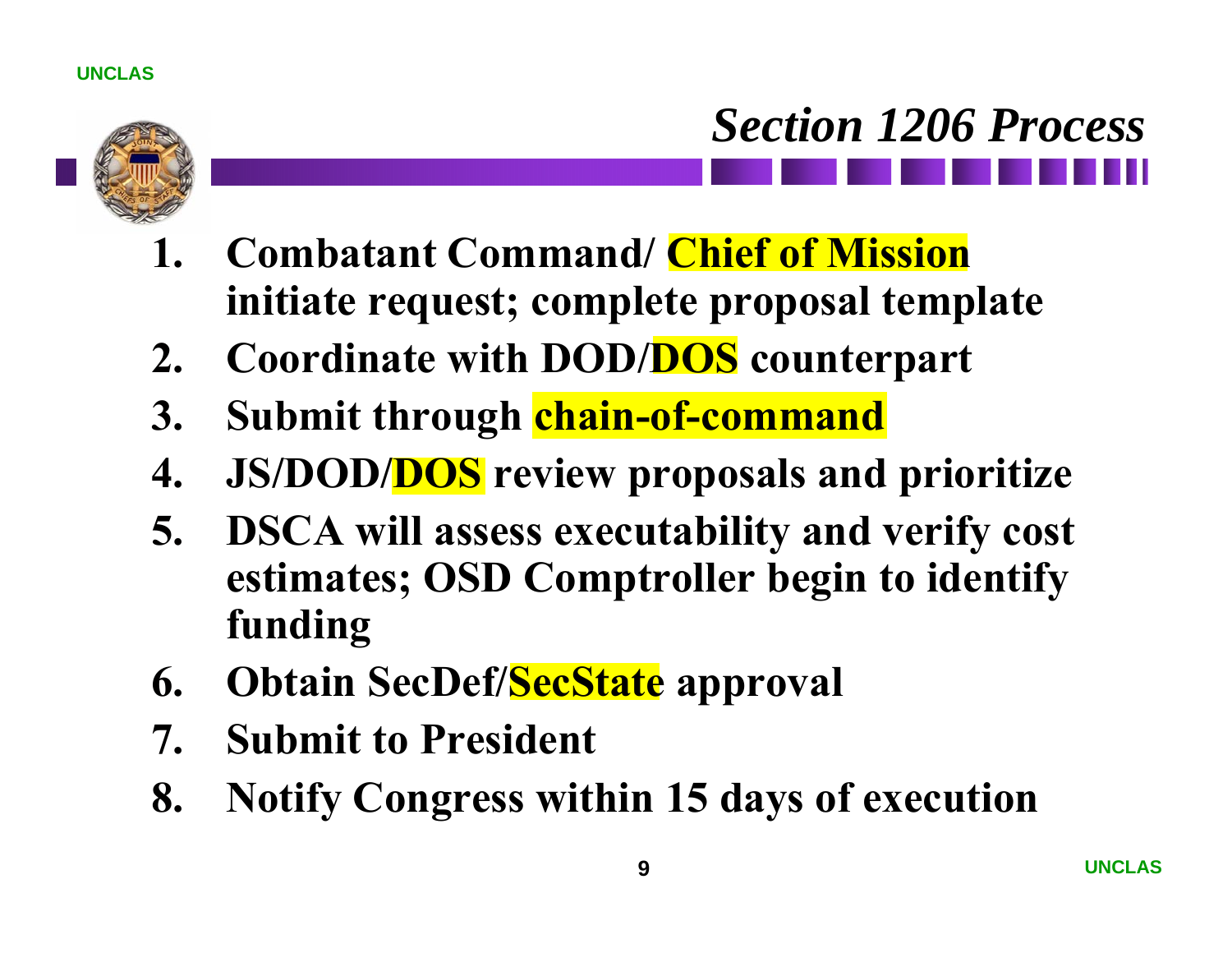# *Section 1206 Process*

1. **Combatant Command/ Chief of Mission initiate request; complete proposal template**
2. **Coordinate with DOD/DOS counterpart**
3. **Submit through chain-of-command**
4. **JS/DOD/DOS review proposals and prioritize**
5. **DSCA will assess executability and verify cost estimates; OSD Comptroller begin to identify funding**
6. **Obtain SecDef/SecState approval**
7. **Submit to President**
8. **Notify Congress within 15 days of execution**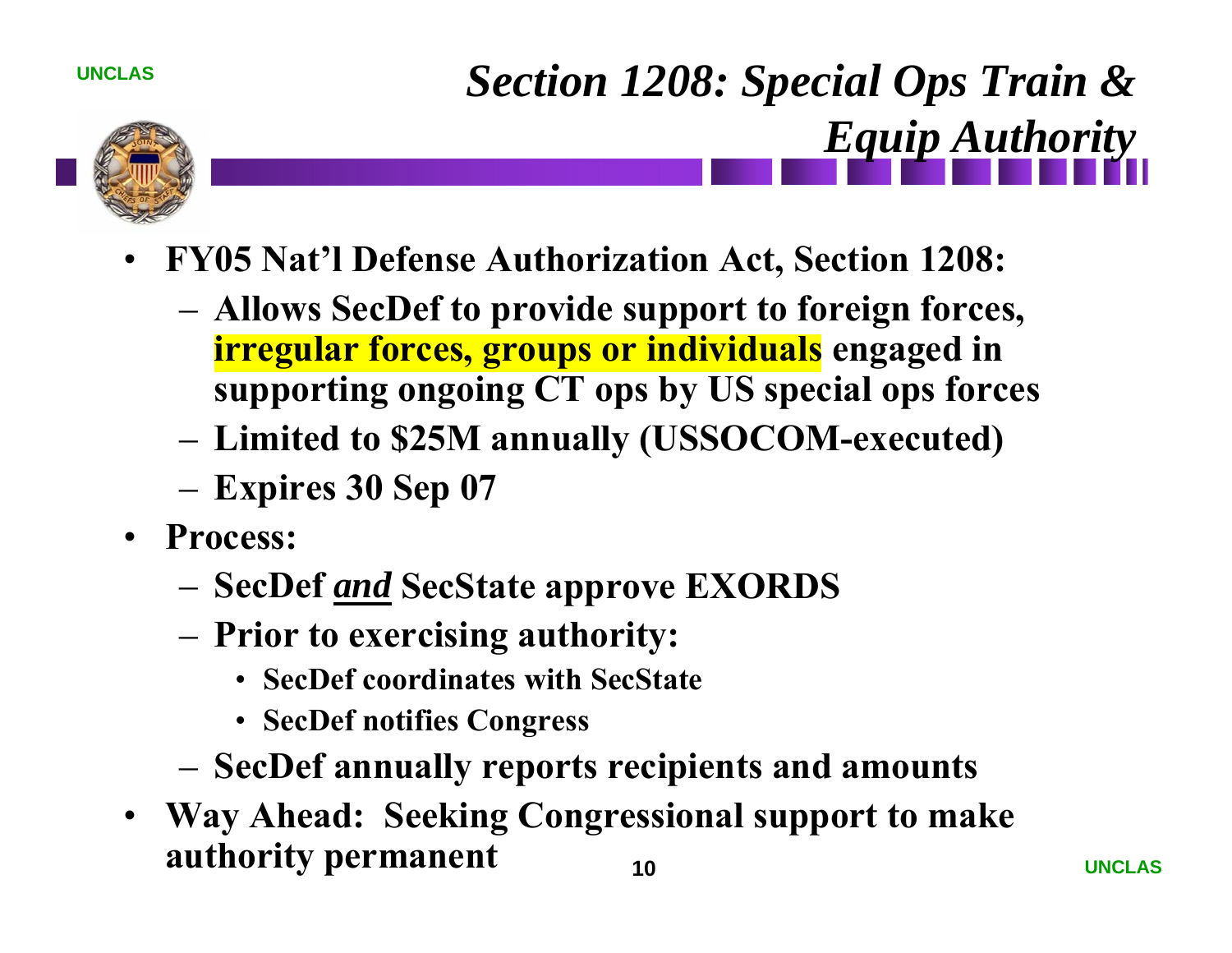# *Section 1208: Special Ops Train & Equip Authority*

- **FY05 Nat'l Defense Authorization Act, Section 1208:**
  - **Allows SecDef to provide support to foreign forces, irregular forces, groups or individuals engaged in supporting ongoing CT ops by US special ops forces**
  - **Limited to $25M annually (USSOCOM-executed)**
  - **Expires 30 Sep 07**
- **Process:**
  - **SecDef *and* SecState approve EXORDS**
  - **Prior to exercising authority:**
    - **SecDef coordinates with SecState**
    - **SecDef notifies Congress**
  - **SecDef annually reports recipients and amounts**
- **Way Ahead: Seeking Congressional support to make authority permanent**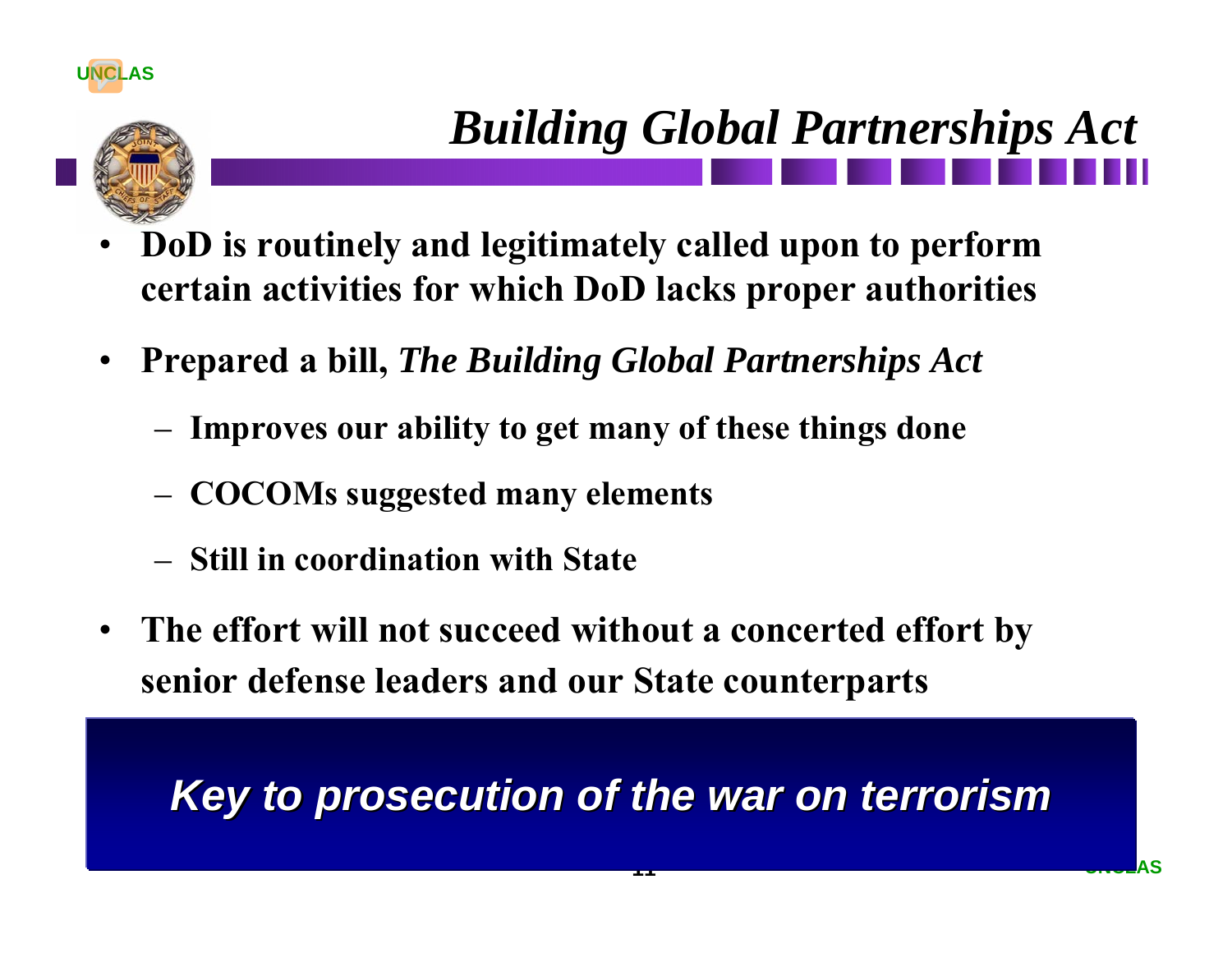# *Building Global Partnerships Act*

- **DoD is routinely and legitimately called upon to perform certain activities for which DoD lacks proper authorities**
- **Prepared a bill, *The Building Global Partnerships Act***
  - **Improves our ability to get many of these things done**
  - **COCOMs suggested many elements**
  - **Still in coordination with State**
- **The effort will not succeed without a concerted effort by senior defense leaders and our State counterparts**

***Key to prosecution of the war on terrorism***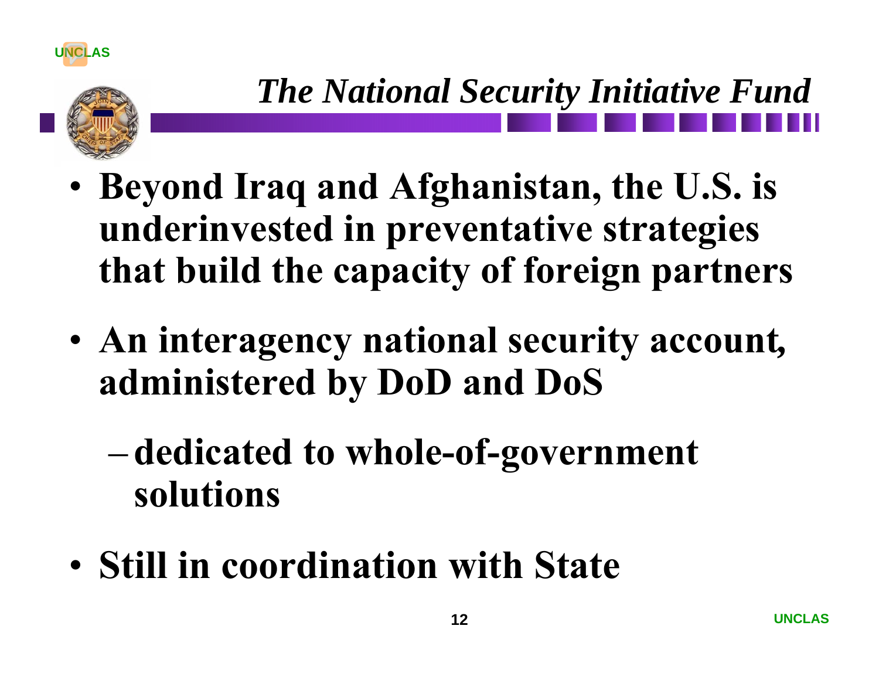# *The National Security Initiative Fund*

- **Beyond Iraq and Afghanistan, the U.S. is underinvested in preventative strategies that build the capacity of foreign partners**
- **An interagency national security account, administered by DoD and DoS**
  - **dedicated to whole-of-government solutions**
- **Still in coordination with State**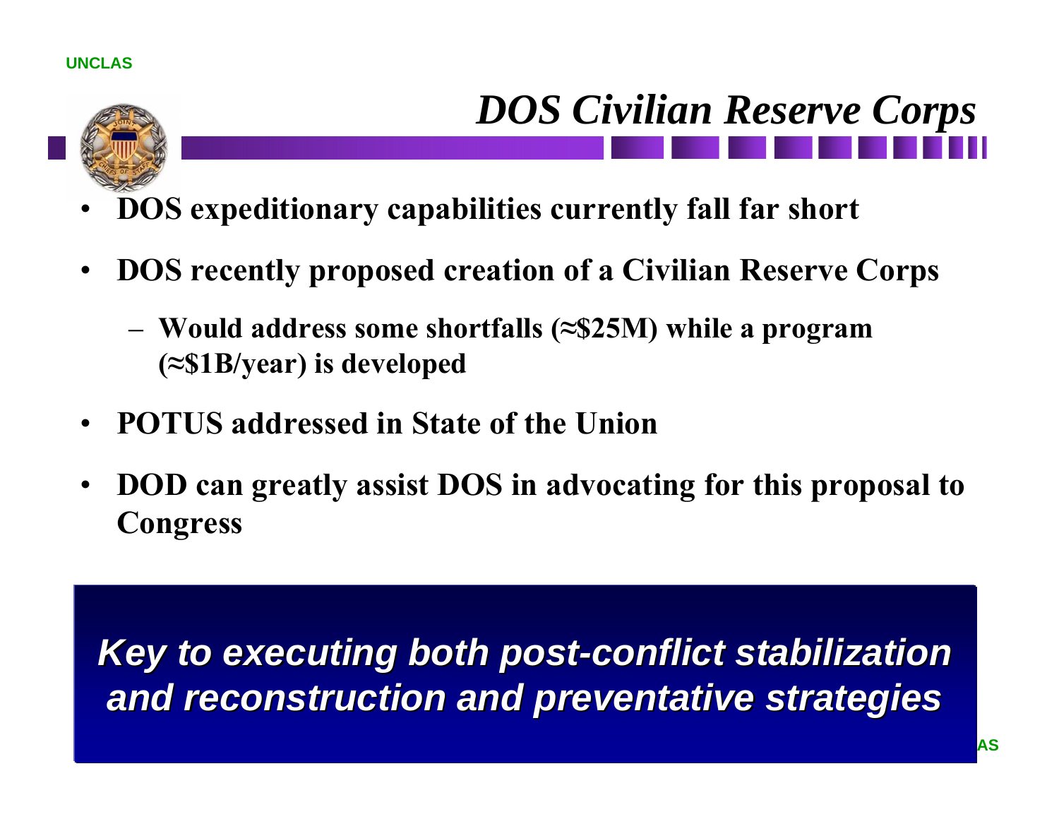# *DOS Civilian Reserve Corps*

- **DOS expeditionary capabilities currently fall far short**
- **DOS recently proposed creation of a Civilian Reserve Corps**
  - **Would address some shortfalls (≈$25M) while a program (≈$1B/year) is developed**
- **POTUS addressed in State of the Union**
- **DOD can greatly assist DOS in advocating for this proposal to Congress**

***Key to executing both post-conflict stabilization and reconstruction and preventative strategies***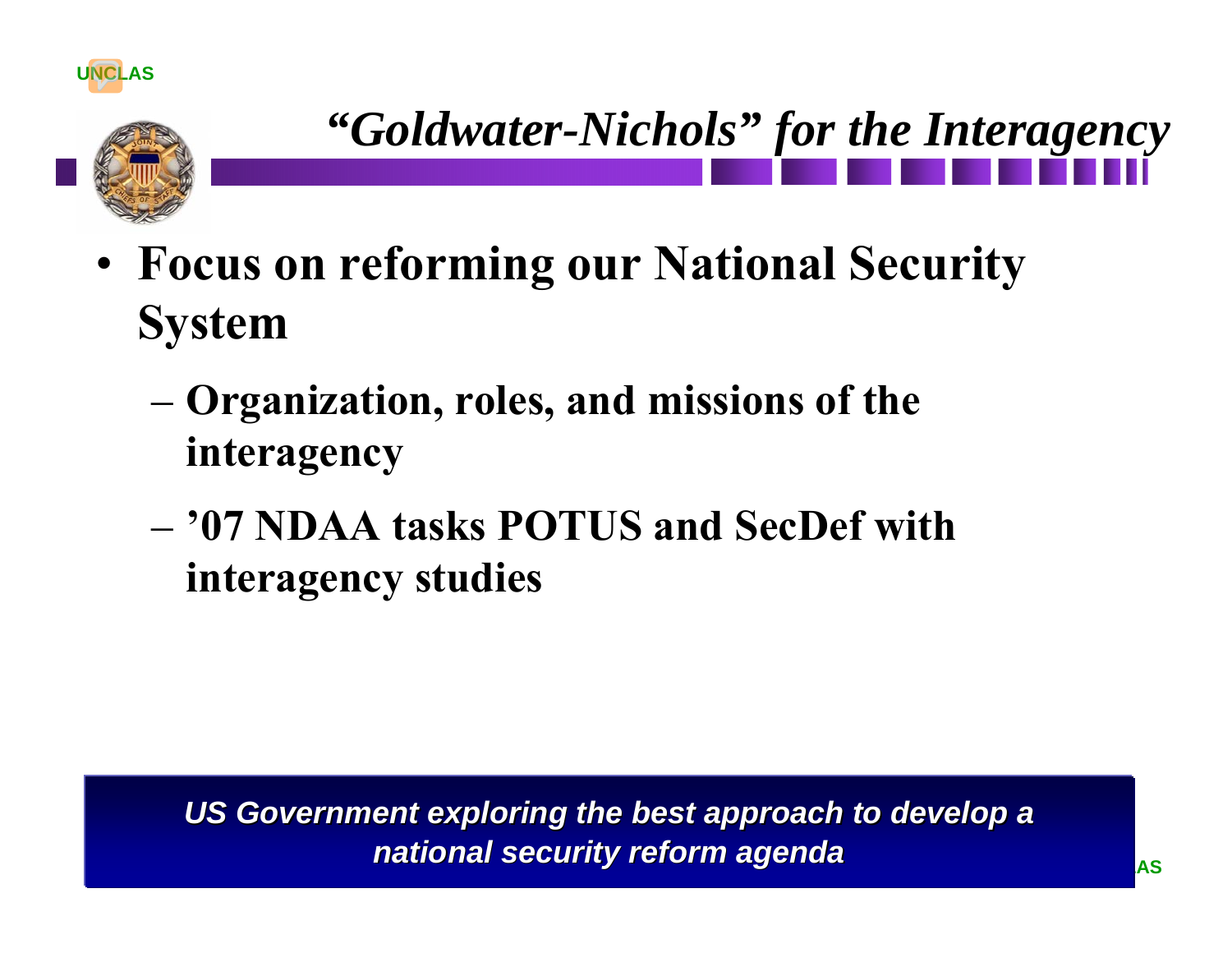# *"Goldwater-Nichols" for the Interagency*

- **Focus on reforming our National Security System**
  - **Organization, roles, and missions of the interagency**
  - **'07 NDAA tasks POTUS and SecDef with interagency studies**

***US Government exploring the best approach to develop a national security reform agenda***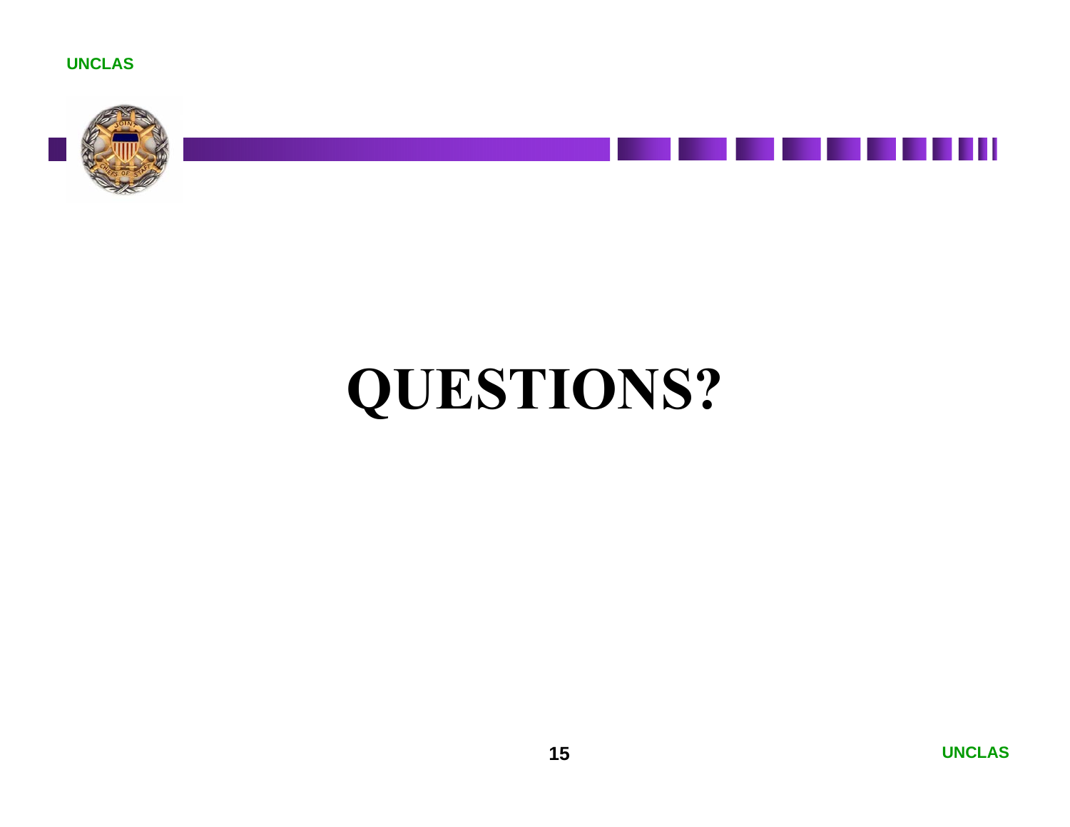# QUESTIONS?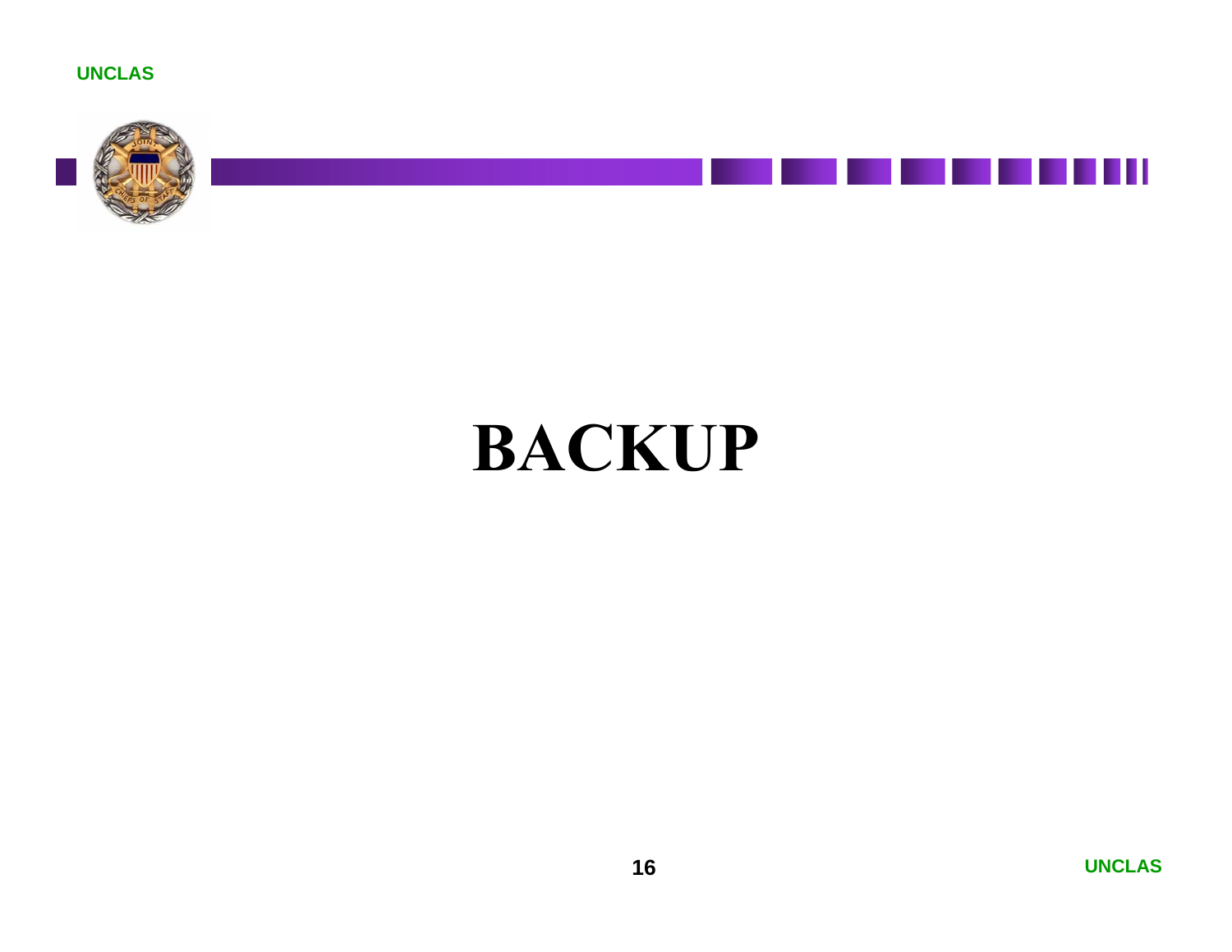# BACKUP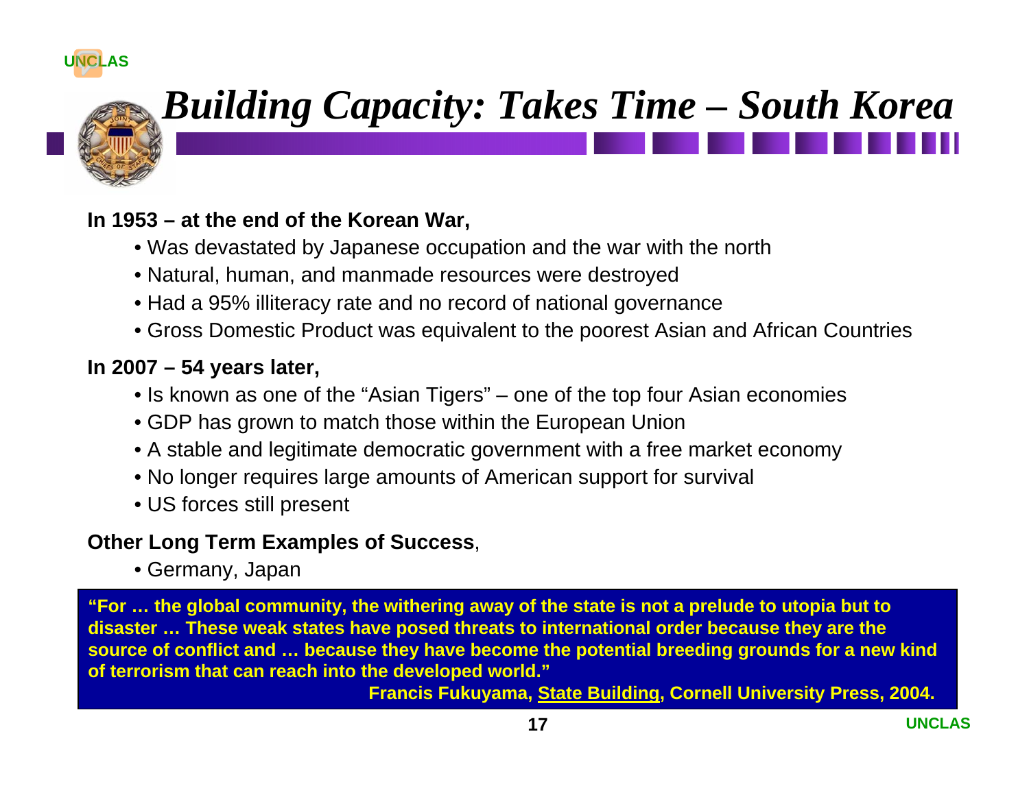# *Building Capacity: Takes Time – South Korea*

**In 1953 – at the end of the Korean War,**

- Was devastated by Japanese occupation and the war with the north
- Natural, human, and manmade resources were destroyed
- Had a 95% illiteracy rate and no record of national governance
- Gross Domestic Product was equivalent to the poorest Asian and African Countries

**In 2007 – 54 years later,**

- Is known as one of the "Asian Tigers" – one of the top four Asian economies
- GDP has grown to match those within the European Union
- A stable and legitimate democratic government with a free market economy
- No longer requires large amounts of American support for survival
- US forces still present

**Other Long Term Examples of Success**,

- Germany, Japan

> **"For … the global community, the withering away of the state is not a prelude to utopia but to disaster … These weak states have posed threats to international order because they are the source of conflict and … because they have become the potential breeding grounds for a new kind of terrorism that can reach into the developed world."**
>
> **Francis Fukuyama, State Building, Cornell University Press, 2004.**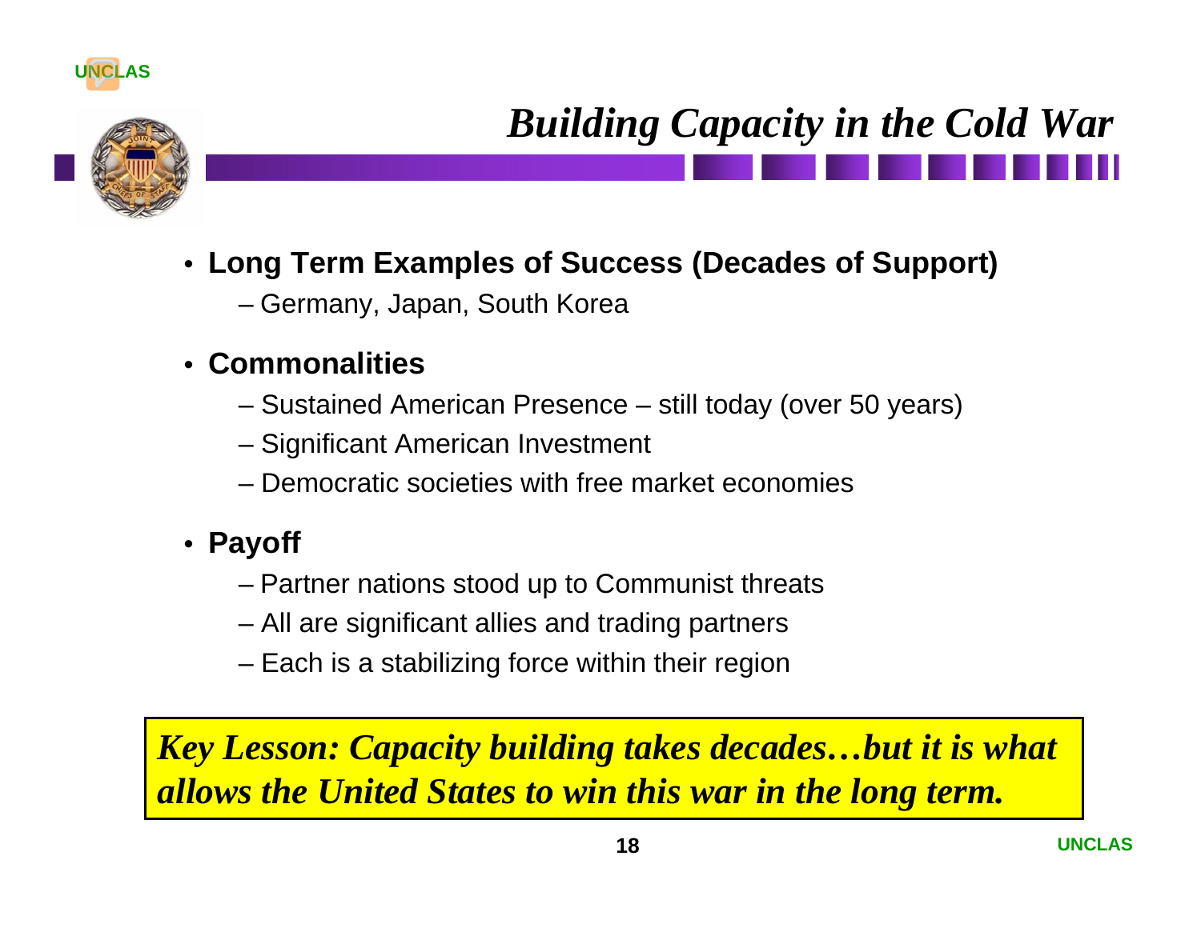# *Building Capacity in the Cold War*

- **Long Term Examples of Success (Decades of Support)**
  - Germany, Japan, South Korea
- **Commonalities**
  - Sustained American Presence – still today (over 50 years)
  - Significant American Investment
  - Democratic societies with free market economies
- **Payoff**
  - Partner nations stood up to Communist threats
  - All are significant allies and trading partners
  - Each is a stabilizing force within their region

***Key Lesson: Capacity building takes decades…but it is what allows the United States to win this war in the long term.***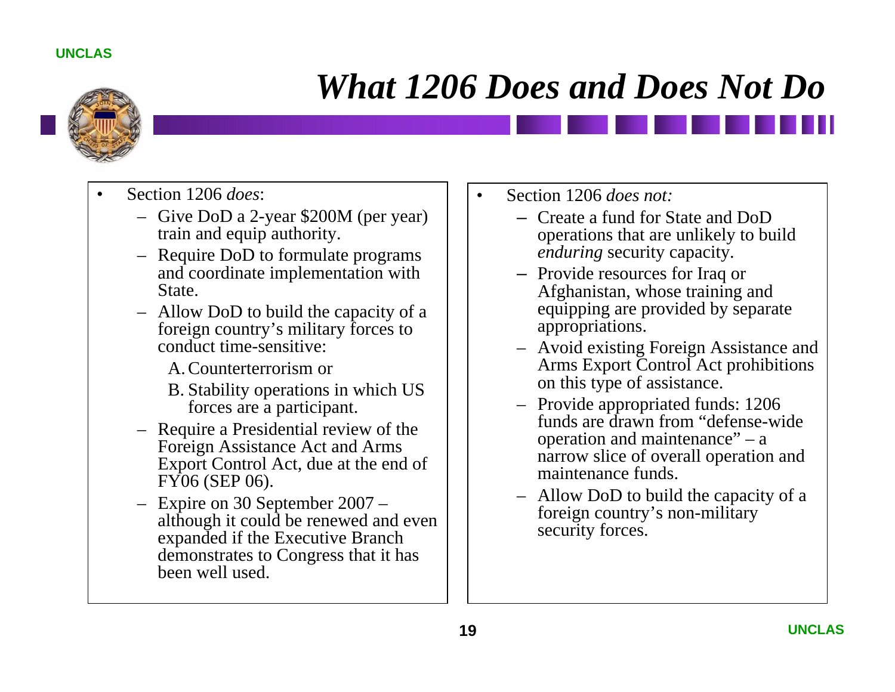# *What 1206 Does and Does Not Do*

- Section 1206 *does*:
  - Give DoD a 2-year $200M (per year) train and equip authority.
  - Require DoD to formulate programs and coordinate implementation with State.
  - Allow DoD to build the capacity of a foreign country's military forces to conduct time-sensitive:
    - A. Counterterrorism or
    - B. Stability operations in which US forces are a participant.
  - Require a Presidential review of the Foreign Assistance Act and Arms Export Control Act, due at the end of FY06 (SEP 06).
  - Expire on 30 September 2007 – although it could be renewed and even expanded if the Executive Branch demonstrates to Congress that it has been well used.

- Section 1206 *does not:*
  - Create a fund for State and DoD operations that are unlikely to build *enduring* security capacity.
  - Provide resources for Iraq or Afghanistan, whose training and equipping are provided by separate appropriations.
  - Avoid existing Foreign Assistance and Arms Export Control Act prohibitions on this type of assistance.
  - Provide appropriated funds: 1206 funds are drawn from "defense-wide operation and maintenance" – a narrow slice of overall operation and maintenance funds.
  - Allow DoD to build the capacity of a foreign country's non-military security forces.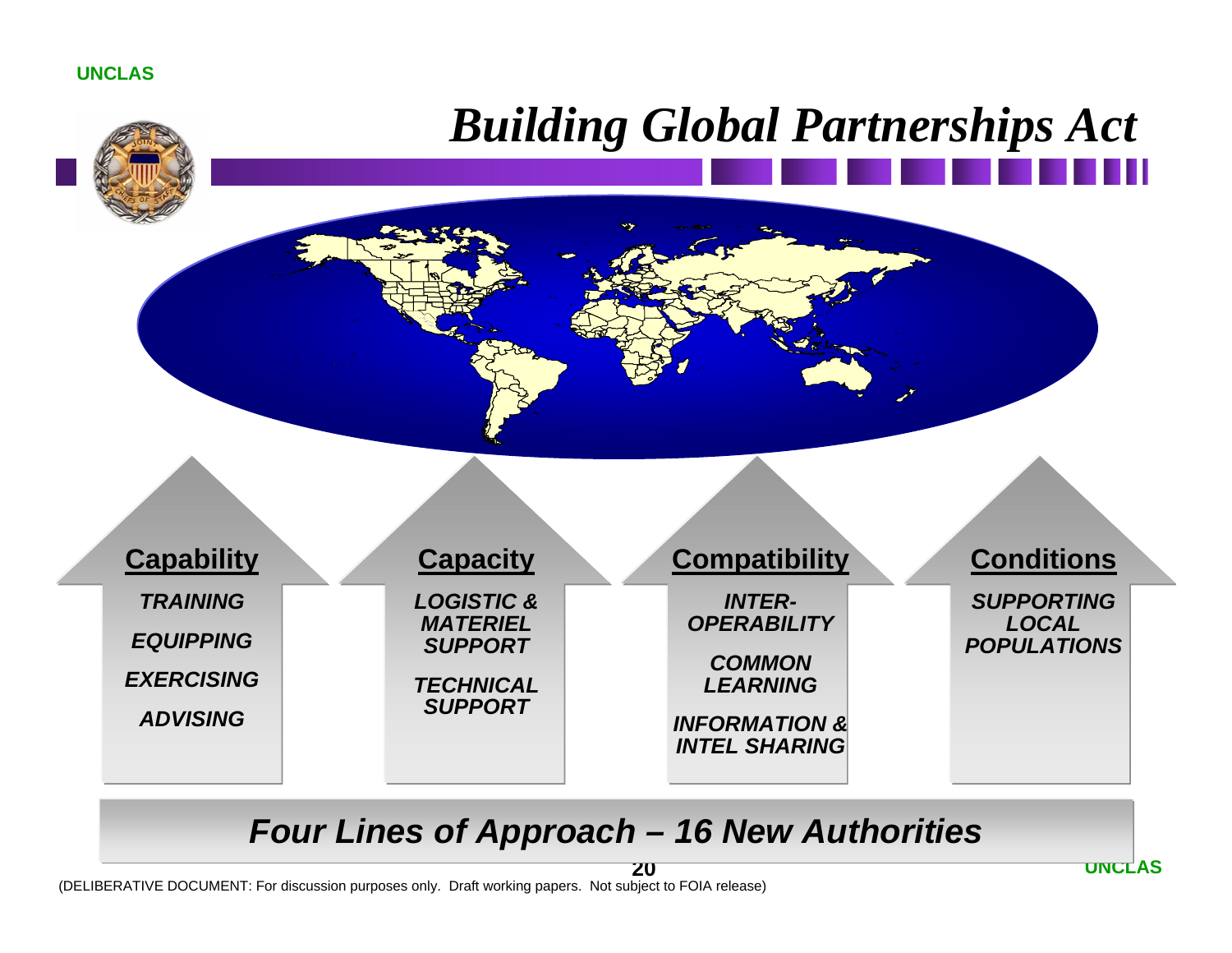UNCLAS

# *Building Global Partnerships Act*

## Capability

*TRAINING*

*EQUIPPING*

*EXERCISING*

*ADVISING*

## Capacity

*LOGISTIC & MATERIEL SUPPORT*

*TECHNICAL SUPPORT*

## Compatibility

*INTER-OPERABILITY*

*COMMON LEARNING*

*INFORMATION & INTEL SHARING*

## Conditions

*SUPPORTING LOCAL POPULATIONS*

## *Four Lines of Approach – 16 New Authorities*

UNCLAS

(DELIBERATIVE DOCUMENT: For discussion purposes only. Draft working papers. Not subject to FOIA release)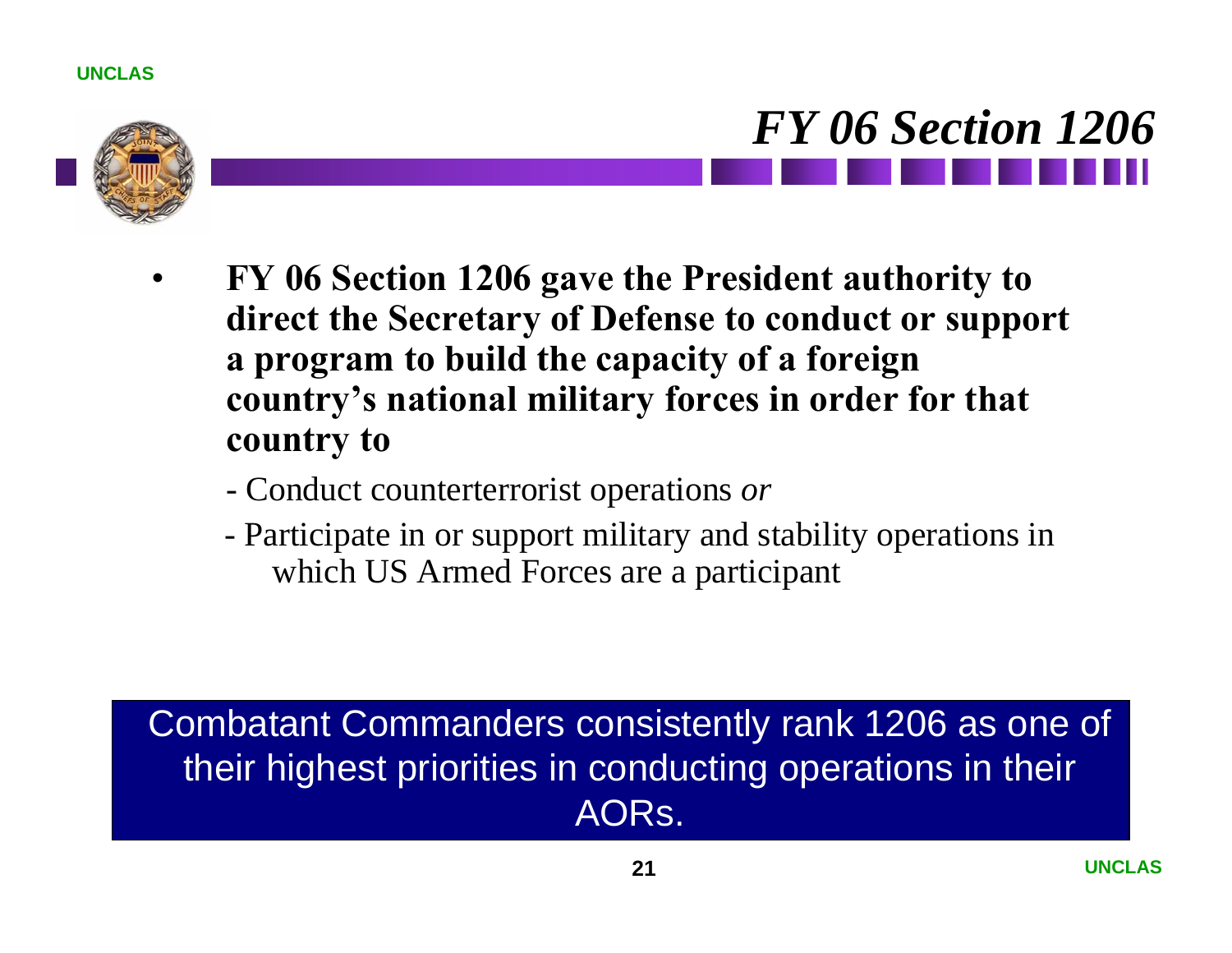# *FY 06 Section 1206*

- **FY 06 Section 1206 gave the President authority to direct the Secretary of Defense to conduct or support a program to build the capacity of a foreign country's national military forces in order for that country to**
  - Conduct counterterrorist operations *or*
  - Participate in or support military and stability operations in which US Armed Forces are a participant

Combatant Commanders consistently rank 1206 as one of their highest priorities in conducting operations in their AORs.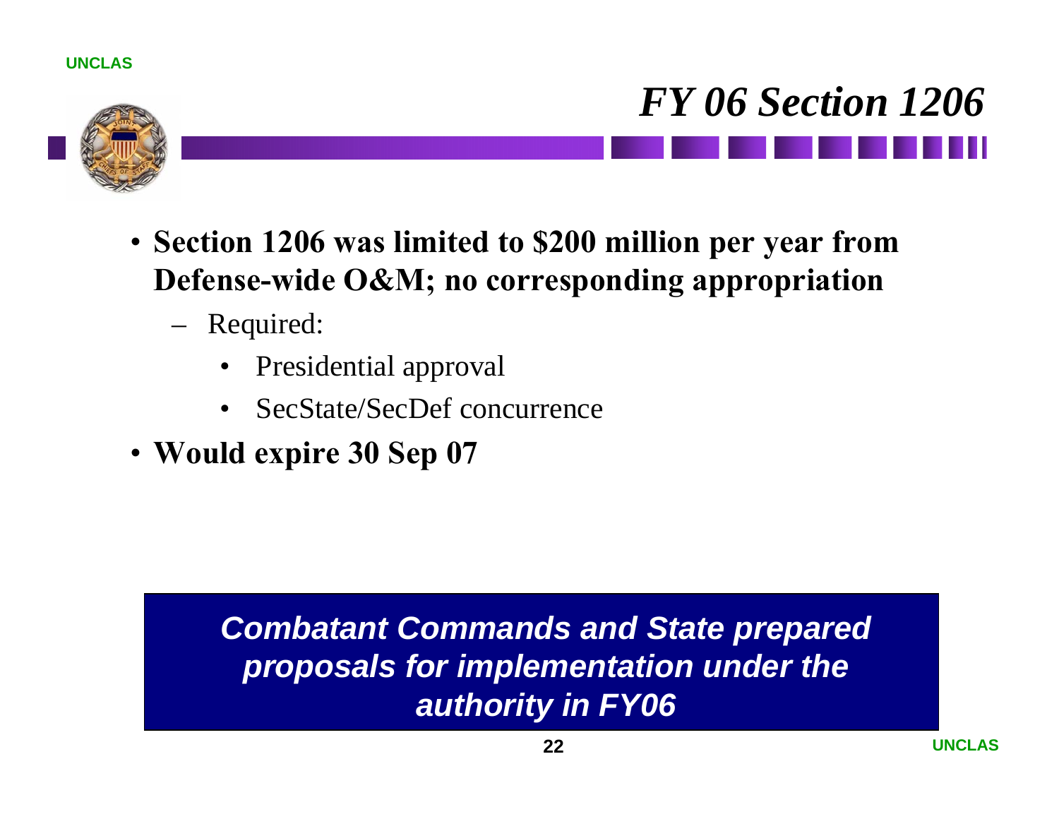# *FY 06 Section 1206*

- **Section 1206 was limited to $200 million per year from Defense-wide O&M; no corresponding appropriation**
  - Required:
    - Presidential approval
    - SecState/SecDef concurrence
- **Would expire 30 Sep 07**

***Combatant Commands and State prepared proposals for implementation under the authority in FY06***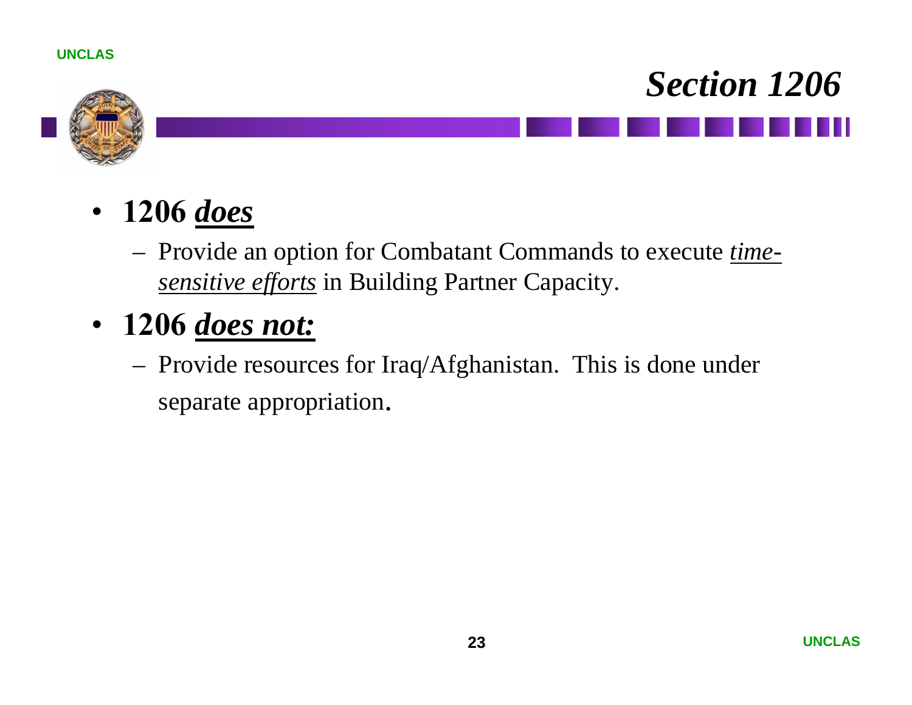# *Section 1206*

- **1206 *does***
  - Provide an option for Combatant Commands to execute *time-sensitive efforts* in Building Partner Capacity.
- **1206 *does not:***
  - Provide resources for Iraq/Afghanistan. This is done under separate appropriation.